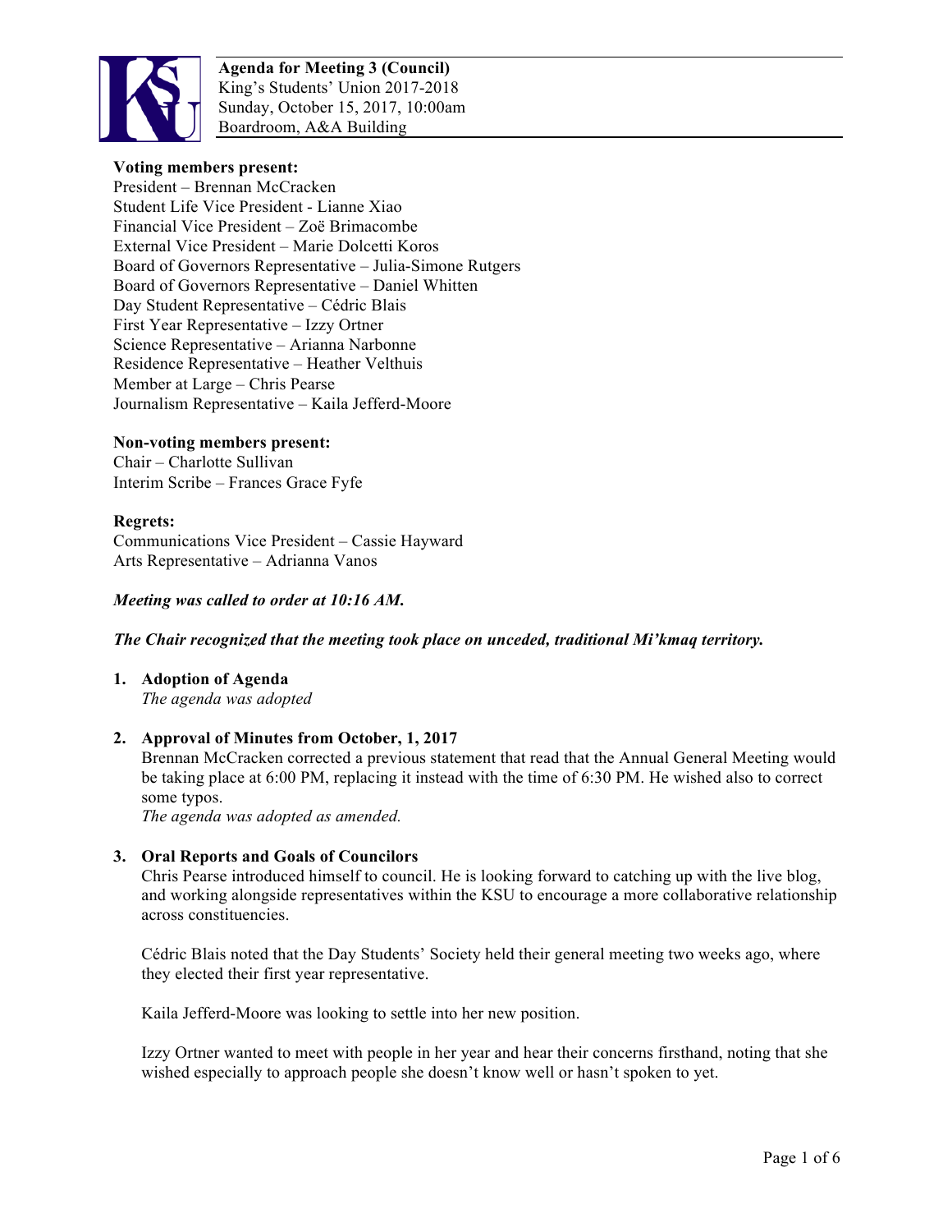**Agenda for Meeting 3 (Council)**
King's Students' Union 2017-2018
Sunday, October 15, 2017, 10:00am
Boardroom, A&A Building

**Voting members present:**
President – Brennan McCracken
Student Life Vice President - Lianne Xiao
Financial Vice President – Zoë Brimacombe
External Vice President – Marie Dolcetti Koros
Board of Governors Representative – Julia-Simone Rutgers
Board of Governors Representative – Daniel Whitten
Day Student Representative – Cédric Blais
First Year Representative – Izzy Ortner
Science Representative – Arianna Narbonne
Residence Representative – Heather Velthuis
Member at Large – Chris Pearse
Journalism Representative – Kaila Jefferd-Moore

**Non-voting members present:**
Chair – Charlotte Sullivan
Interim Scribe – Frances Grace Fyfe

**Regrets:**
Communications Vice President – Cassie Hayward
Arts Representative – Adrianna Vanos

***Meeting was called to order at 10:16 AM.***

***The Chair recognized that the meeting took place on unceded, traditional Mi'kmaq territory.***

1. **Adoption of Agenda**
   *The agenda was adopted*

2. **Approval of Minutes from October, 1, 2017**
   Brennan McCracken corrected a previous statement that read that the Annual General Meeting would be taking place at 6:00 PM, replacing it instead with the time of 6:30 PM. He wished also to correct some typos.
   *The agenda was adopted as amended.*

3. **Oral Reports and Goals of Councilors**
   Chris Pearse introduced himself to council. He is looking forward to catching up with the live blog, and working alongside representatives within the KSU to encourage a more collaborative relationship across constituencies.

   Cédric Blais noted that the Day Students' Society held their general meeting two weeks ago, where they elected their first year representative.

   Kaila Jefferd-Moore was looking to settle into her new position.

   Izzy Ortner wanted to meet with people in her year and hear their concerns firsthand, noting that she wished especially to approach people she doesn't know well or hasn't spoken to yet.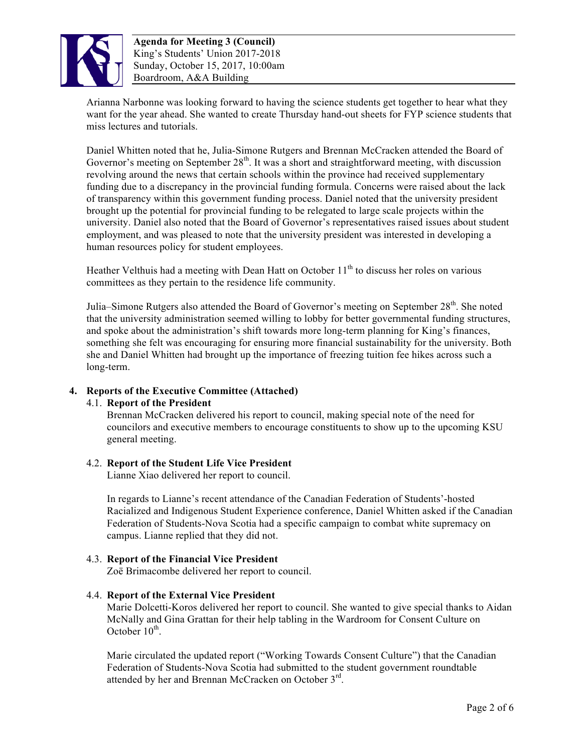Arianna Narbonne was looking forward to having the science students get together to hear what they want for the year ahead. She wanted to create Thursday hand-out sheets for FYP science students that miss lectures and tutorials.

Daniel Whitten noted that he, Julia-Simone Rutgers and Brennan McCracken attended the Board of Governor's meeting on September 28th. It was a short and straightforward meeting, with discussion revolving around the news that certain schools within the province had received supplementary funding due to a discrepancy in the provincial funding formula. Concerns were raised about the lack of transparency within this government funding process. Daniel noted that the university president brought up the potential for provincial funding to be relegated to large scale projects within the university. Daniel also noted that the Board of Governor's representatives raised issues about student employment, and was pleased to note that the university president was interested in developing a human resources policy for student employees.

Heather Velthuis had a meeting with Dean Hatt on October 11th to discuss her roles on various committees as they pertain to the residence life community.

Julia–Simone Rutgers also attended the Board of Governor's meeting on September 28th. She noted that the university administration seemed willing to lobby for better governmental funding structures, and spoke about the administration's shift towards more long-term planning for King's finances, something she felt was encouraging for ensuring more financial sustainability for the university. Both she and Daniel Whitten had brought up the importance of freezing tuition fee hikes across such a long-term.

## 4. Reports of the Executive Committee (Attached)

### 4.1. Report of the President

Brennan McCracken delivered his report to council, making special note of the need for councilors and executive members to encourage constituents to show up to the upcoming KSU general meeting.

### 4.2. Report of the Student Life Vice President

Lianne Xiao delivered her report to council.

In regards to Lianne's recent attendance of the Canadian Federation of Students'-hosted Racialized and Indigenous Student Experience conference, Daniel Whitten asked if the Canadian Federation of Students-Nova Scotia had a specific campaign to combat white supremacy on campus. Lianne replied that they did not.

### 4.3. Report of the Financial Vice President

Zoë Brimacombe delivered her report to council.

### 4.4. Report of the External Vice President

Marie Dolcetti-Koros delivered her report to council. She wanted to give special thanks to Aidan McNally and Gina Grattan for their help tabling in the Wardroom for Consent Culture on October 10th.

Marie circulated the updated report ("Working Towards Consent Culture") that the Canadian Federation of Students-Nova Scotia had submitted to the student government roundtable attended by her and Brennan McCracken on October 3rd.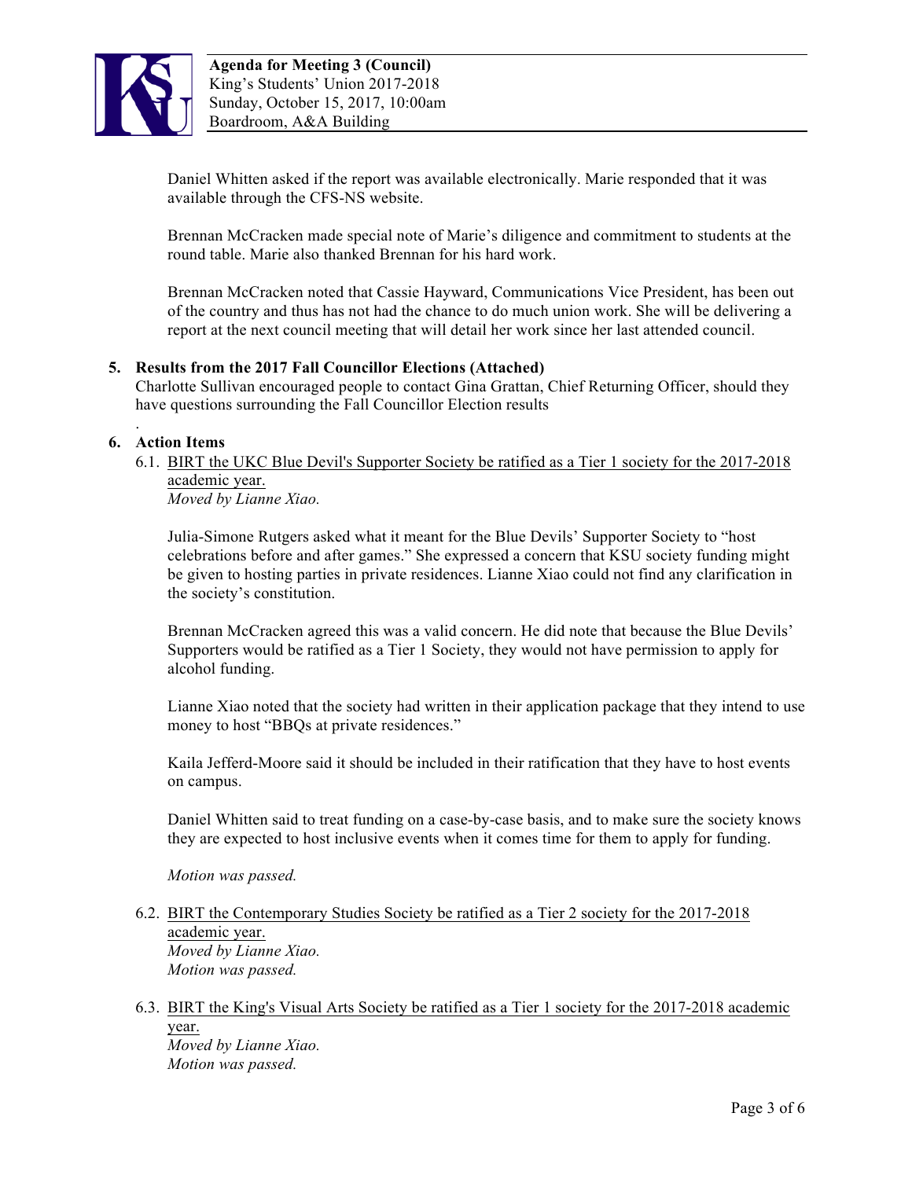Daniel Whitten asked if the report was available electronically. Marie responded that it was available through the CFS-NS website.

Brennan McCracken made special note of Marie's diligence and commitment to students at the round table. Marie also thanked Brennan for his hard work.

Brennan McCracken noted that Cassie Hayward, Communications Vice President, has been out of the country and thus has not had the chance to do much union work. She will be delivering a report at the next council meeting that will detail her work since her last attended council.

**5. Results from the 2017 Fall Councillor Elections (Attached)**

Charlotte Sullivan encouraged people to contact Gina Grattan, Chief Returning Officer, should they have questions surrounding the Fall Councillor Election results

.

**6. Action Items**

6.1. BIRT the UKC Blue Devil's Supporter Society be ratified as a Tier 1 society for the 2017-2018 academic year.
*Moved by Lianne Xiao.*

Julia-Simone Rutgers asked what it meant for the Blue Devils' Supporter Society to "host celebrations before and after games." She expressed a concern that KSU society funding might be given to hosting parties in private residences. Lianne Xiao could not find any clarification in the society's constitution.

Brennan McCracken agreed this was a valid concern. He did note that because the Blue Devils' Supporters would be ratified as a Tier 1 Society, they would not have permission to apply for alcohol funding.

Lianne Xiao noted that the society had written in their application package that they intend to use money to host "BBQs at private residences."

Kaila Jefferd-Moore said it should be included in their ratification that they have to host events on campus.

Daniel Whitten said to treat funding on a case-by-case basis, and to make sure the society knows they are expected to host inclusive events when it comes time for them to apply for funding.

*Motion was passed.*

6.2. BIRT the Contemporary Studies Society be ratified as a Tier 2 society for the 2017-2018 academic year.
*Moved by Lianne Xiao.*
*Motion was passed.*

6.3. BIRT the King's Visual Arts Society be ratified as a Tier 1 society for the 2017-2018 academic year.
*Moved by Lianne Xiao.*
*Motion was passed.*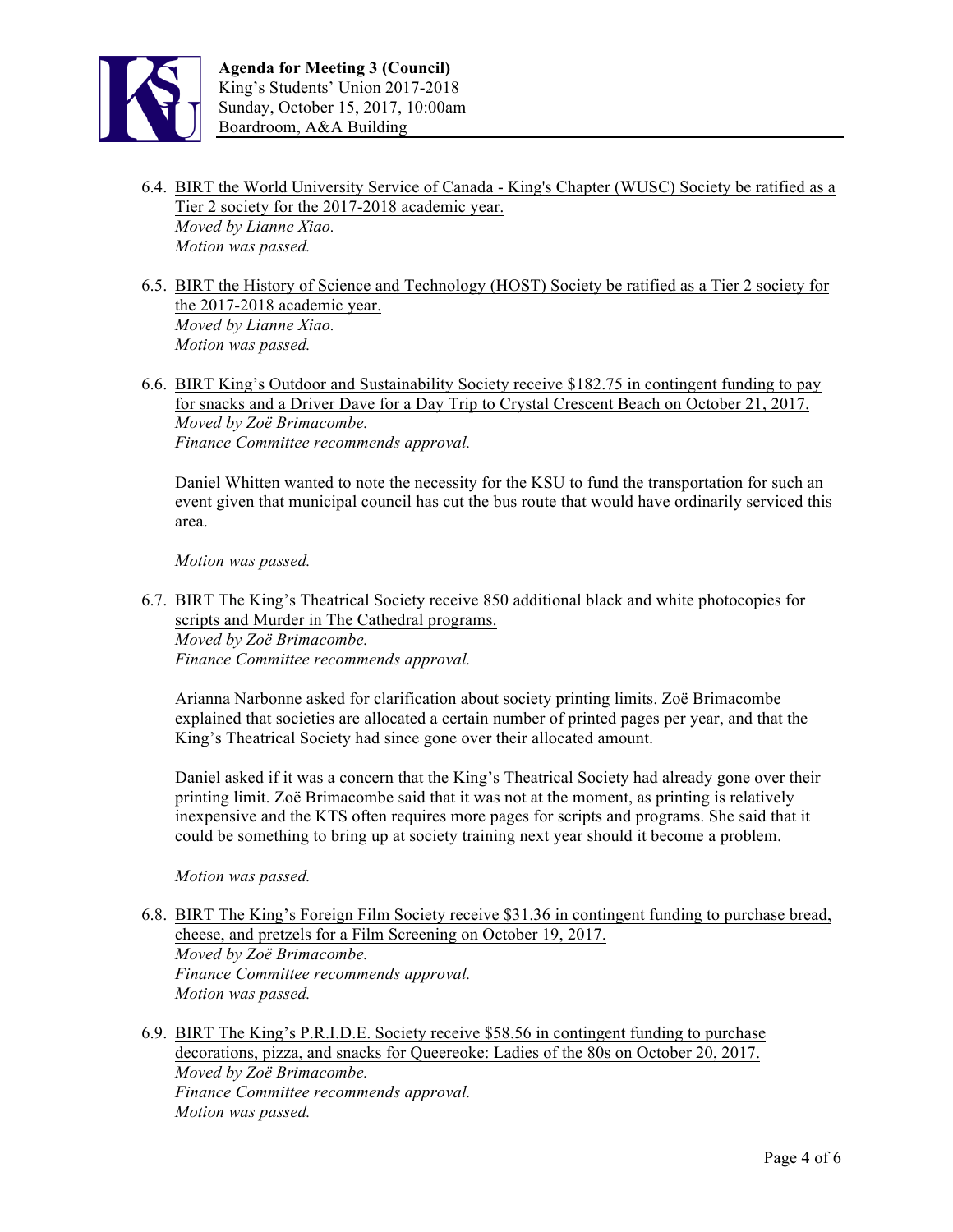6.4. <u>BIRT the World University Service of Canada - King's Chapter (WUSC) Society be ratified as a Tier 2 society for the 2017-2018 academic year.</u>
*Moved by Lianne Xiao.*
*Motion was passed.*

6.5. <u>BIRT the History of Science and Technology (HOST) Society be ratified as a Tier 2 society for the 2017-2018 academic year.</u>
*Moved by Lianne Xiao.*
*Motion was passed.*

6.6. <u>BIRT King's Outdoor and Sustainability Society receive $182.75 in contingent funding to pay for snacks and a Driver Dave for a Day Trip to Crystal Crescent Beach on October 21, 2017.</u>
*Moved by Zoë Brimacombe.*
*Finance Committee recommends approval.*

Daniel Whitten wanted to note the necessity for the KSU to fund the transportation for such an event given that municipal council has cut the bus route that would have ordinarily serviced this area.

*Motion was passed.*

6.7. <u>BIRT The King's Theatrical Society receive 850 additional black and white photocopies for scripts and Murder in The Cathedral programs.</u>
*Moved by Zoë Brimacombe.*
*Finance Committee recommends approval.*

Arianna Narbonne asked for clarification about society printing limits. Zoë Brimacombe explained that societies are allocated a certain number of printed pages per year, and that the King's Theatrical Society had since gone over their allocated amount.

Daniel asked if it was a concern that the King's Theatrical Society had already gone over their printing limit. Zoë Brimacombe said that it was not at the moment, as printing is relatively inexpensive and the KTS often requires more pages for scripts and programs. She said that it could be something to bring up at society training next year should it become a problem.

*Motion was passed.*

6.8. <u>BIRT The King's Foreign Film Society receive $31.36 in contingent funding to purchase bread, cheese, and pretzels for a Film Screening on October 19, 2017.</u>
*Moved by Zoë Brimacombe.*
*Finance Committee recommends approval.*
*Motion was passed.*

6.9. <u>BIRT The King's P.R.I.D.E. Society receive $58.56 in contingent funding to purchase decorations, pizza, and snacks for Queereoke: Ladies of the 80s on October 20, 2017.</u>
*Moved by Zoë Brimacombe.*
*Finance Committee recommends approval.*
*Motion was passed.*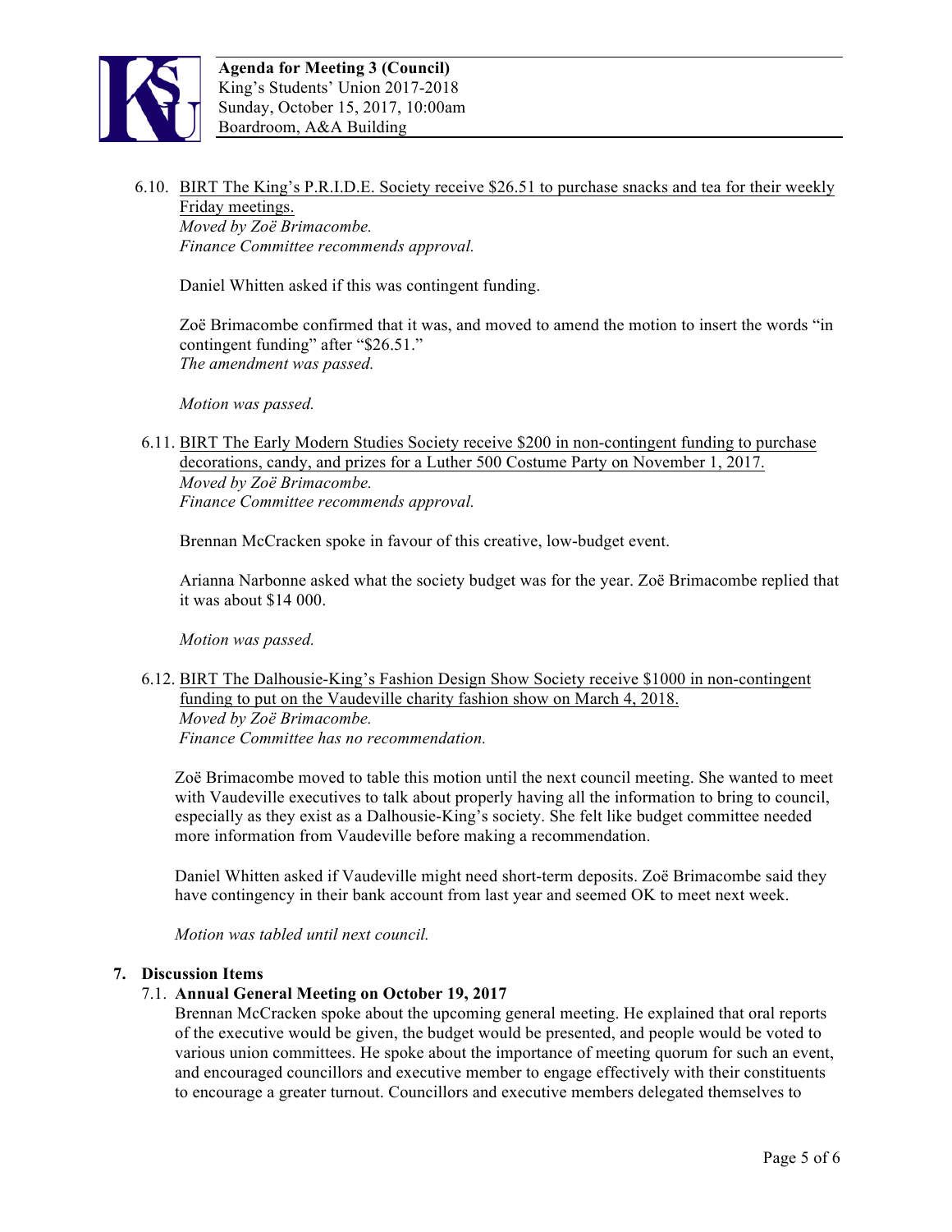6.10. <u>BIRT The King's P.R.I.D.E. Society receive $26.51 to purchase snacks and tea for their weekly Friday meetings.</u>
*Moved by Zoë Brimacombe.*
*Finance Committee recommends approval.*

Daniel Whitten asked if this was contingent funding.

Zoë Brimacombe confirmed that it was, and moved to amend the motion to insert the words "in contingent funding" after "$26.51."
*The amendment was passed.*

*Motion was passed.*

6.11. <u>BIRT The Early Modern Studies Society receive $200 in non-contingent funding to purchase decorations, candy, and prizes for a Luther 500 Costume Party on November 1, 2017.</u>
*Moved by Zoë Brimacombe.*
*Finance Committee recommends approval.*

Brennan McCracken spoke in favour of this creative, low-budget event.

Arianna Narbonne asked what the society budget was for the year. Zoë Brimacombe replied that it was about $14 000.

*Motion was passed.*

6.12. <u>BIRT The Dalhousie-King's Fashion Design Show Society receive $1000 in non-contingent funding to put on the Vaudeville charity fashion show on March 4, 2018.</u>
*Moved by Zoë Brimacombe.*
*Finance Committee has no recommendation.*

Zoë Brimacombe moved to table this motion until the next council meeting. She wanted to meet with Vaudeville executives to talk about properly having all the information to bring to council, especially as they exist as a Dalhousie-King's society. She felt like budget committee needed more information from Vaudeville before making a recommendation.

Daniel Whitten asked if Vaudeville might need short-term deposits. Zoë Brimacombe said they have contingency in their bank account from last year and seemed OK to meet next week.

*Motion was tabled until next council.*

**7. Discussion Items**

**7.1. Annual General Meeting on October 19, 2017**

Brennan McCracken spoke about the upcoming general meeting. He explained that oral reports of the executive would be given, the budget would be presented, and people would be voted to various union committees. He spoke about the importance of meeting quorum for such an event, and encouraged councillors and executive member to engage effectively with their constituents to encourage a greater turnout. Councillors and executive members delegated themselves to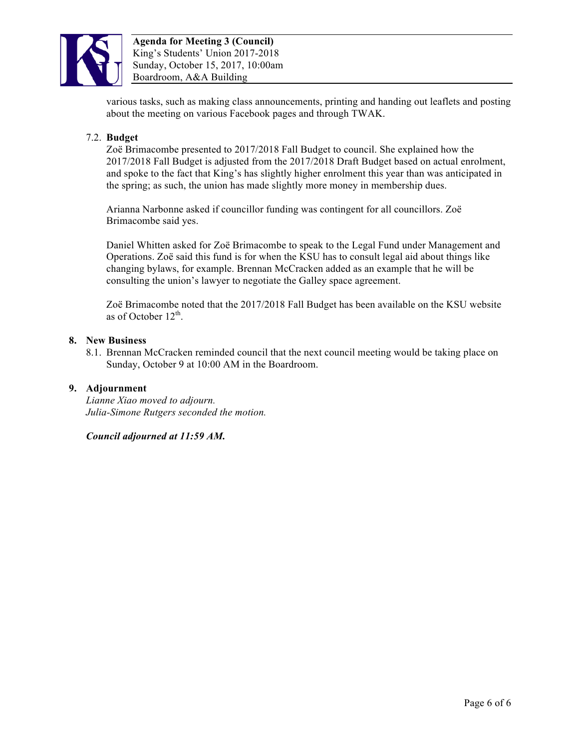various tasks, such as making class announcements, printing and handing out leaflets and posting about the meeting on various Facebook pages and through TWAK.

7.2. **Budget**

Zoë Brimacombe presented to 2017/2018 Fall Budget to council. She explained how the 2017/2018 Fall Budget is adjusted from the 2017/2018 Draft Budget based on actual enrolment, and spoke to the fact that King's has slightly higher enrolment this year than was anticipated in the spring; as such, the union has made slightly more money in membership dues.

Arianna Narbonne asked if councillor funding was contingent for all councillors. Zoë Brimacombe said yes.

Daniel Whitten asked for Zoë Brimacombe to speak to the Legal Fund under Management and Operations. Zoë said this fund is for when the KSU has to consult legal aid about things like changing bylaws, for example. Brennan McCracken added as an example that he will be consulting the union's lawyer to negotiate the Galley space agreement.

Zoë Brimacombe noted that the 2017/2018 Fall Budget has been available on the KSU website as of October 12th.

## 8. New Business

8.1. Brennan McCracken reminded council that the next council meeting would be taking place on Sunday, October 9 at 10:00 AM in the Boardroom.

## 9. Adjournment

*Lianne Xiao moved to adjourn.*
*Julia-Simone Rutgers seconded the motion.*

***Council adjourned at 11:59 AM.***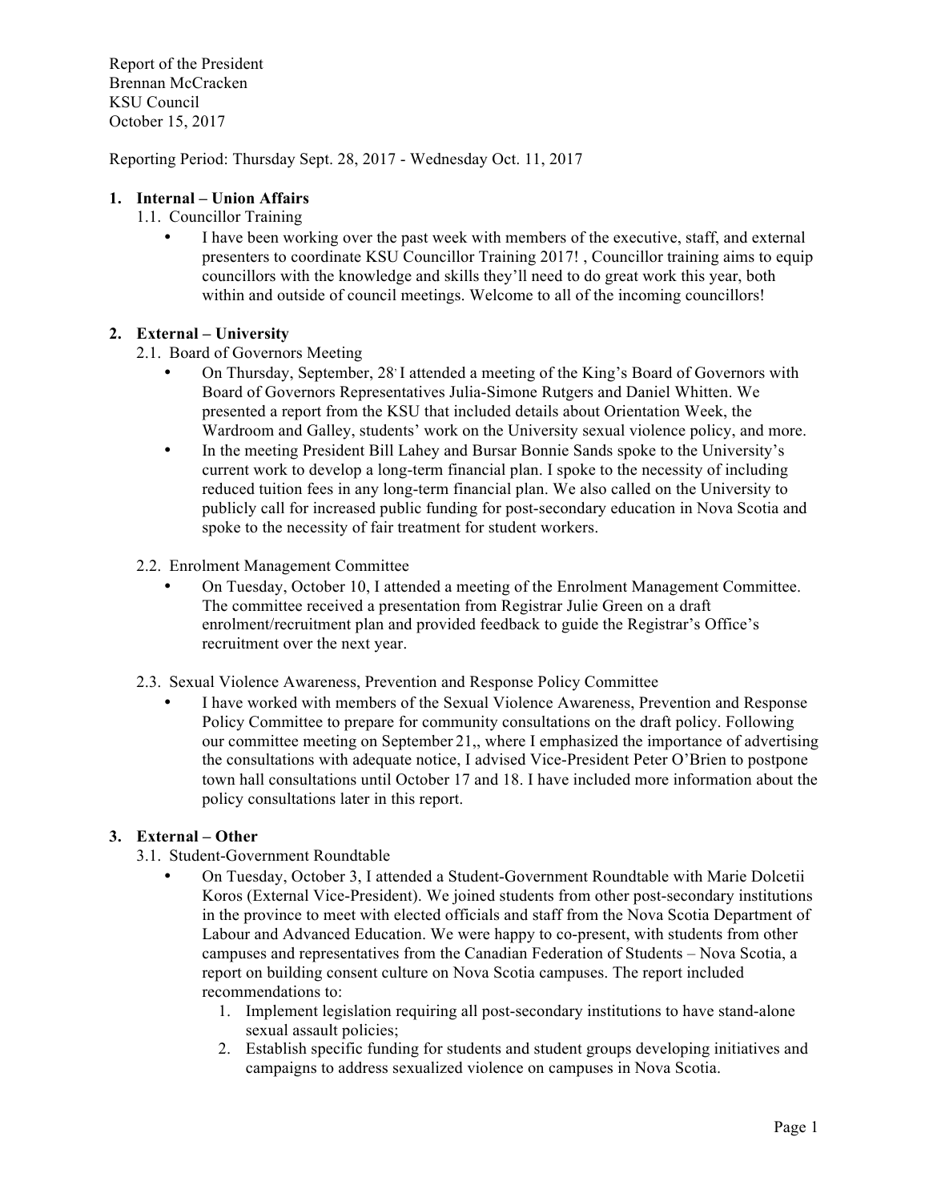Report of the President
Brennan McCracken
KSU Council
October 15, 2017

Reporting Period: Thursday Sept. 28, 2017 - Wednesday Oct. 11, 2017

## 1. Internal – Union Affairs

### 1.1. Councillor Training

- I have been working over the past week with members of the executive, staff, and external presenters to coordinate KSU Councillor Training 2017! , Councillor training aims to equip councillors with the knowledge and skills they'll need to do great work this year, both within and outside of council meetings. Welcome to all of the incoming councillors!

## 2. External – University

### 2.1. Board of Governors Meeting

- On Thursday, September, 28, I attended a meeting of the King's Board of Governors with Board of Governors Representatives Julia-Simone Rutgers and Daniel Whitten. We presented a report from the KSU that included details about Orientation Week, the Wardroom and Galley, students' work on the University sexual violence policy, and more.
- In the meeting President Bill Lahey and Bursar Bonnie Sands spoke to the University's current work to develop a long-term financial plan. I spoke to the necessity of including reduced tuition fees in any long-term financial plan. We also called on the University to publicly call for increased public funding for post-secondary education in Nova Scotia and spoke to the necessity of fair treatment for student workers.

### 2.2. Enrolment Management Committee

- On Tuesday, October 10, I attended a meeting of the Enrolment Management Committee. The committee received a presentation from Registrar Julie Green on a draft enrolment/recruitment plan and provided feedback to guide the Registrar's Office's recruitment over the next year.

### 2.3. Sexual Violence Awareness, Prevention and Response Policy Committee

- I have worked with members of the Sexual Violence Awareness, Prevention and Response Policy Committee to prepare for community consultations on the draft policy. Following our committee meeting on September 21,, where I emphasized the importance of advertising the consultations with adequate notice, I advised Vice-President Peter O'Brien to postpone town hall consultations until October 17 and 18. I have included more information about the policy consultations later in this report.

## 3. External – Other

### 3.1. Student-Government Roundtable

- On Tuesday, October 3, I attended a Student-Government Roundtable with Marie Dolcetii Koros (External Vice-President). We joined students from other post-secondary institutions in the province to meet with elected officials and staff from the Nova Scotia Department of Labour and Advanced Education. We were happy to co-present, with students from other campuses and representatives from the Canadian Federation of Students – Nova Scotia, a report on building consent culture on Nova Scotia campuses. The report included recommendations to:
  1. Implement legislation requiring all post-secondary institutions to have stand-alone sexual assault policies;
  2. Establish specific funding for students and student groups developing initiatives and campaigns to address sexualized violence on campuses in Nova Scotia.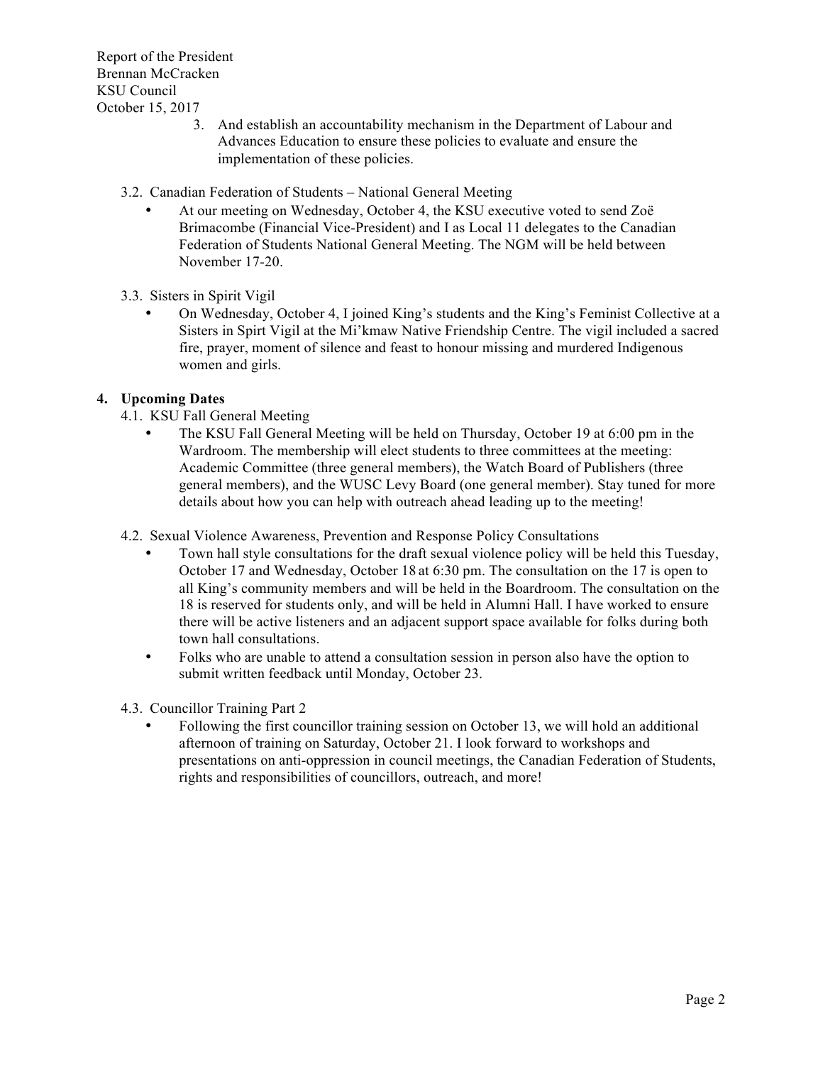3. And establish an accountability mechanism in the Department of Labour and Advances Education to ensure these policies to evaluate and ensure the implementation of these policies.

3.2. Canadian Federation of Students – National General Meeting

- At our meeting on Wednesday, October 4, the KSU executive voted to send Zoë Brimacombe (Financial Vice-President) and I as Local 11 delegates to the Canadian Federation of Students National General Meeting. The NGM will be held between November 17-20.

3.3. Sisters in Spirit Vigil

- On Wednesday, October 4, I joined King's students and the King's Feminist Collective at a Sisters in Spirt Vigil at the Mi'kmaw Native Friendship Centre. The vigil included a sacred fire, prayer, moment of silence and feast to honour missing and murdered Indigenous women and girls.

## 4. Upcoming Dates

4.1. KSU Fall General Meeting

- The KSU Fall General Meeting will be held on Thursday, October 19 at 6:00 pm in the Wardroom. The membership will elect students to three committees at the meeting: Academic Committee (three general members), the Watch Board of Publishers (three general members), and the WUSC Levy Board (one general member). Stay tuned for more details about how you can help with outreach ahead leading up to the meeting!

4.2. Sexual Violence Awareness, Prevention and Response Policy Consultations

- Town hall style consultations for the draft sexual violence policy will be held this Tuesday, October 17 and Wednesday, October 18 at 6:30 pm. The consultation on the 17 is open to all King's community members and will be held in the Boardroom. The consultation on the 18 is reserved for students only, and will be held in Alumni Hall. I have worked to ensure there will be active listeners and an adjacent support space available for folks during both town hall consultations.
- Folks who are unable to attend a consultation session in person also have the option to submit written feedback until Monday, October 23.

4.3. Councillor Training Part 2

- Following the first councillor training session on October 13, we will hold an additional afternoon of training on Saturday, October 21. I look forward to workshops and presentations on anti-oppression in council meetings, the Canadian Federation of Students, rights and responsibilities of councillors, outreach, and more!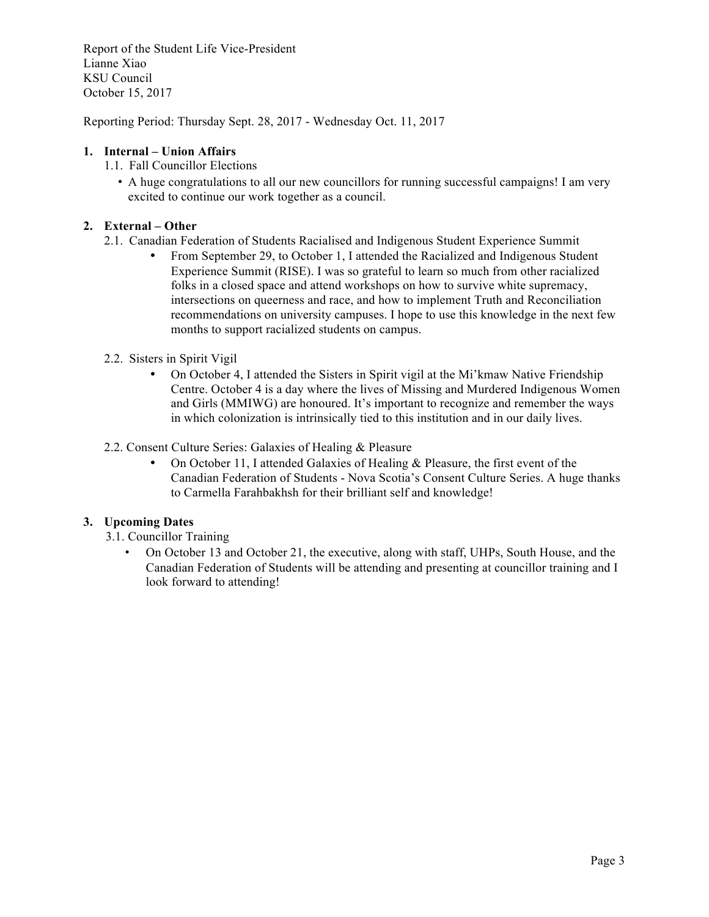Report of the Student Life Vice-President
Lianne Xiao
KSU Council
October 15, 2017

Reporting Period: Thursday Sept. 28, 2017 - Wednesday Oct. 11, 2017

1. **Internal – Union Affairs**

   1.1. Fall Councillor Elections

   - A huge congratulations to all our new councillors for running successful campaigns! I am very excited to continue our work together as a council.

2. **External – Other**

   2.1. Canadian Federation of Students Racialised and Indigenous Student Experience Summit

   - From September 29, to October 1, I attended the Racialized and Indigenous Student Experience Summit (RISE). I was so grateful to learn so much from other racialized folks in a closed space and attend workshops on how to survive white supremacy, intersections on queerness and race, and how to implement Truth and Reconciliation recommendations on university campuses. I hope to use this knowledge in the next few months to support racialized students on campus.

   2.2. Sisters in Spirit Vigil

   - On October 4, I attended the Sisters in Spirit vigil at the Mi'kmaw Native Friendship Centre. October 4 is a day where the lives of Missing and Murdered Indigenous Women and Girls (MMIWG) are honoured. It's important to recognize and remember the ways in which colonization is intrinsically tied to this institution and in our daily lives.

   2.2. Consent Culture Series: Galaxies of Healing & Pleasure

   - On October 11, I attended Galaxies of Healing & Pleasure, the first event of the Canadian Federation of Students - Nova Scotia's Consent Culture Series. A huge thanks to Carmella Farahbakhsh for their brilliant self and knowledge!

3. **Upcoming Dates**

   3.1. Councillor Training

   - On October 13 and October 21, the executive, along with staff, UHPs, South House, and the Canadian Federation of Students will be attending and presenting at councillor training and I look forward to attending!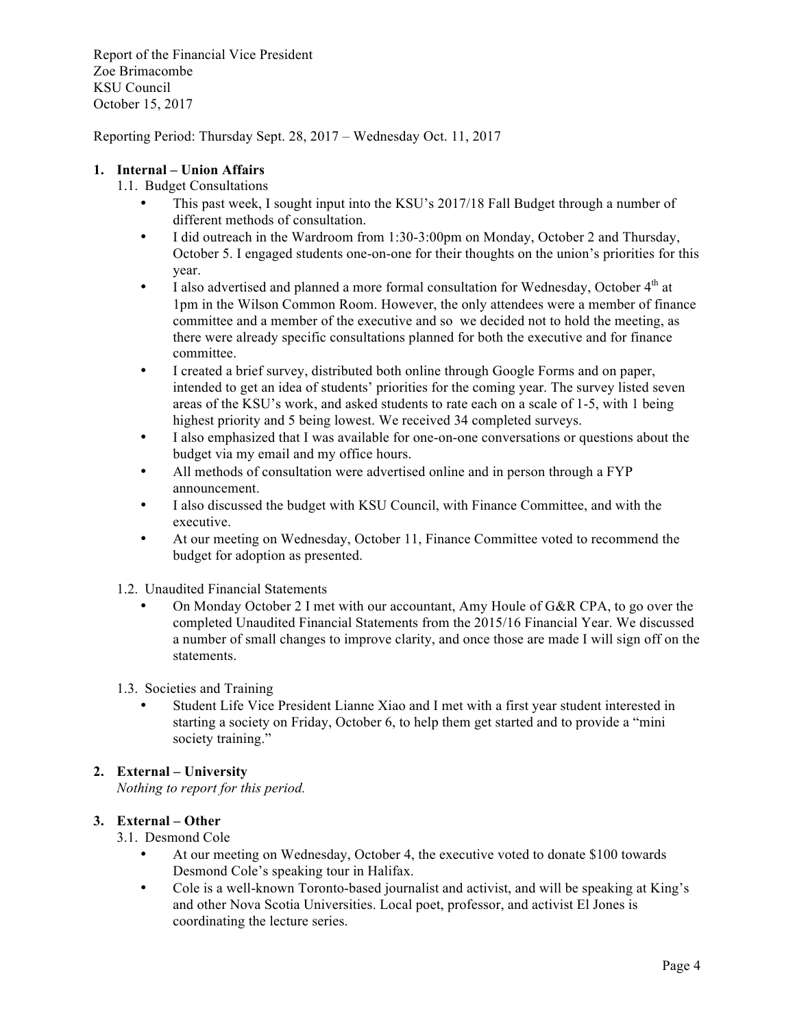Report of the Financial Vice President
Zoe Brimacombe
KSU Council
October 15, 2017

Reporting Period: Thursday Sept. 28, 2017 – Wednesday Oct. 11, 2017

## 1. Internal – Union Affairs

### 1.1. Budget Consultations

- This past week, I sought input into the KSU's 2017/18 Fall Budget through a number of different methods of consultation.
- I did outreach in the Wardroom from 1:30-3:00pm on Monday, October 2 and Thursday, October 5. I engaged students one-on-one for their thoughts on the union's priorities for this year.
- I also advertised and planned a more formal consultation for Wednesday, October 4th at 1pm in the Wilson Common Room. However, the only attendees were a member of finance committee and a member of the executive and so we decided not to hold the meeting, as there were already specific consultations planned for both the executive and for finance committee.
- I created a brief survey, distributed both online through Google Forms and on paper, intended to get an idea of students' priorities for the coming year. The survey listed seven areas of the KSU's work, and asked students to rate each on a scale of 1-5, with 1 being highest priority and 5 being lowest. We received 34 completed surveys.
- I also emphasized that I was available for one-on-one conversations or questions about the budget via my email and my office hours.
- All methods of consultation were advertised online and in person through a FYP announcement.
- I also discussed the budget with KSU Council, with Finance Committee, and with the executive.
- At our meeting on Wednesday, October 11, Finance Committee voted to recommend the budget for adoption as presented.

### 1.2. Unaudited Financial Statements

- On Monday October 2 I met with our accountant, Amy Houle of G&R CPA, to go over the completed Unaudited Financial Statements from the 2015/16 Financial Year. We discussed a number of small changes to improve clarity, and once those are made I will sign off on the statements.

### 1.3. Societies and Training

- Student Life Vice President Lianne Xiao and I met with a first year student interested in starting a society on Friday, October 6, to help them get started and to provide a "mini society training."

## 2. External – University

*Nothing to report for this period.*

## 3. External – Other

### 3.1. Desmond Cole

- At our meeting on Wednesday, October 4, the executive voted to donate $100 towards Desmond Cole's speaking tour in Halifax.
- Cole is a well-known Toronto-based journalist and activist, and will be speaking at King's and other Nova Scotia Universities. Local poet, professor, and activist El Jones is coordinating the lecture series.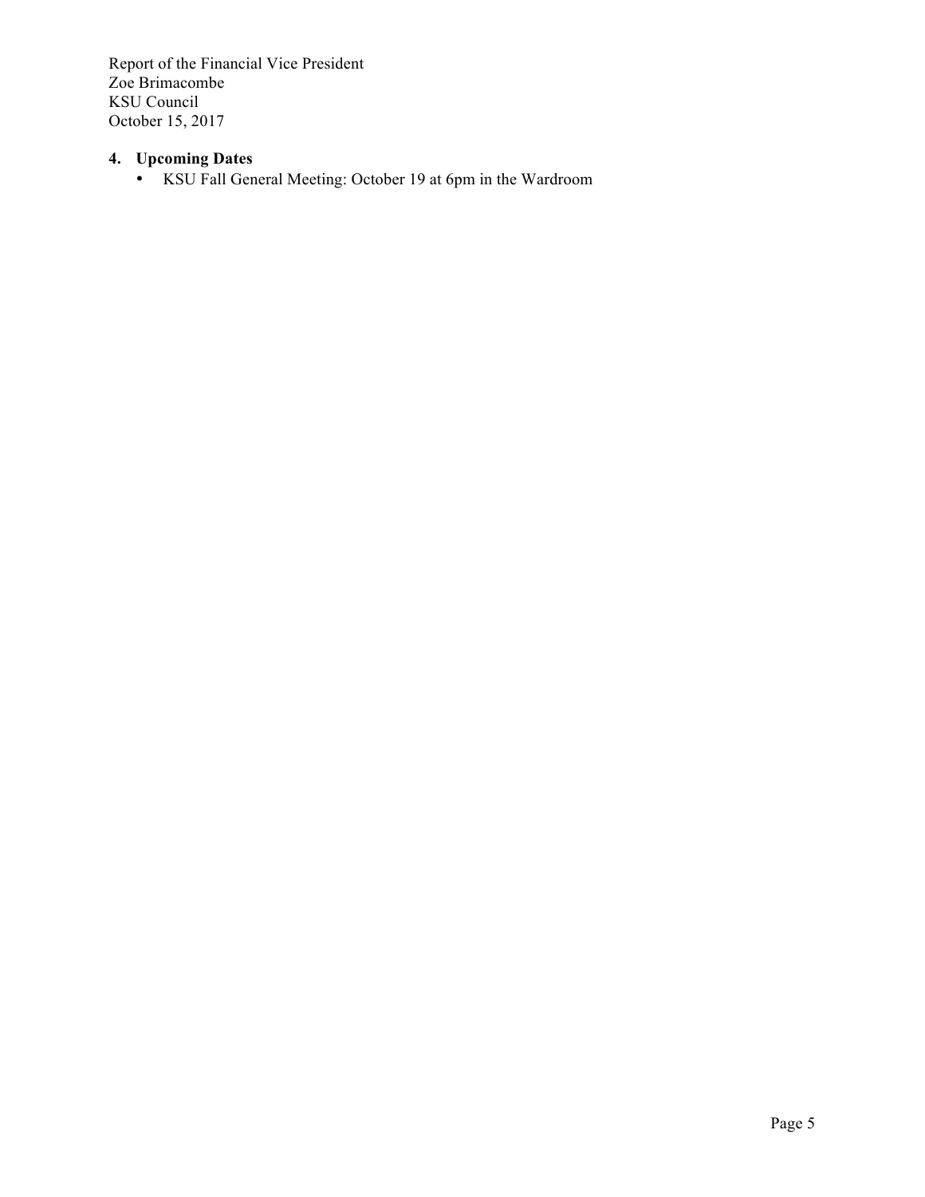Report of the Financial Vice President
Zoe Brimacombe
KSU Council
October 15, 2017

### 4. Upcoming Dates

- KSU Fall General Meeting: October 19 at 6pm in the Wardroom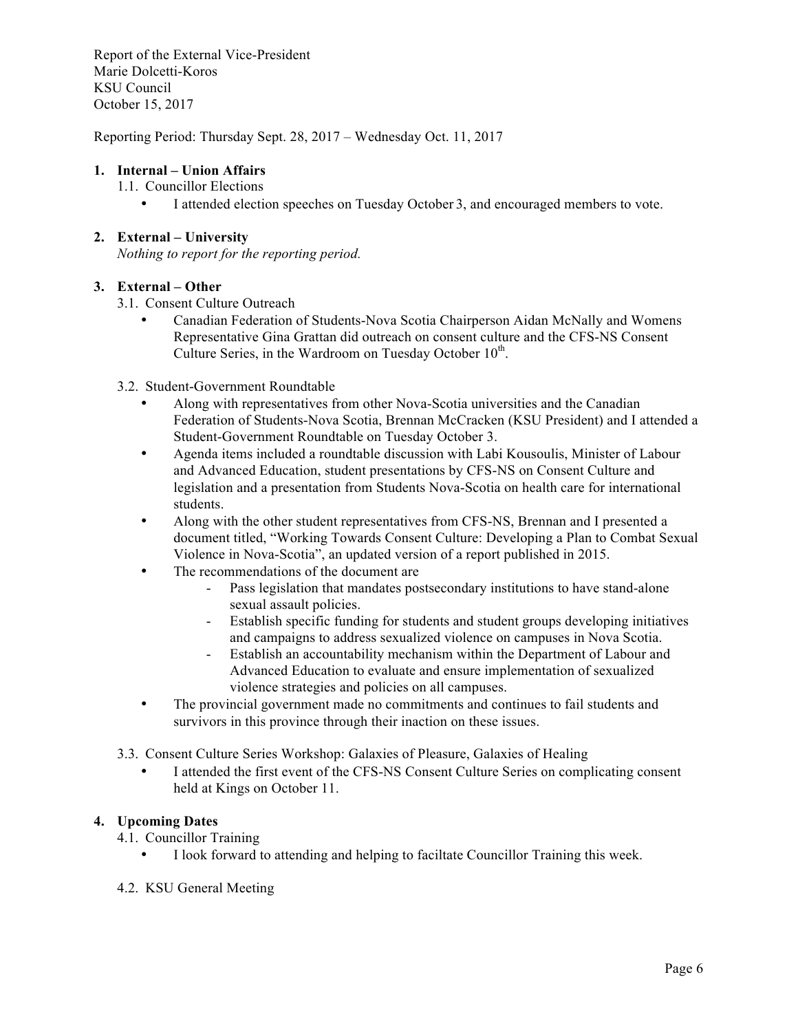Report of the External Vice-President
Marie Dolcetti-Koros
KSU Council
October 15, 2017

Reporting Period: Thursday Sept. 28, 2017 – Wednesday Oct. 11, 2017

## 1. Internal – Union Affairs

### 1.1. Councillor Elections

- I attended election speeches on Tuesday October 3, and encouraged members to vote.

## 2. External – University

*Nothing to report for the reporting period.*

## 3. External – Other

### 3.1. Consent Culture Outreach

- Canadian Federation of Students-Nova Scotia Chairperson Aidan McNally and Womens Representative Gina Grattan did outreach on consent culture and the CFS-NS Consent Culture Series, in the Wardroom on Tuesday October 10th.

### 3.2. Student-Government Roundtable

- Along with representatives from other Nova-Scotia universities and the Canadian Federation of Students-Nova Scotia, Brennan McCracken (KSU President) and I attended a Student-Government Roundtable on Tuesday October 3.
- Agenda items included a roundtable discussion with Labi Kousoulis, Minister of Labour and Advanced Education, student presentations by CFS-NS on Consent Culture and legislation and a presentation from Students Nova-Scotia on health care for international students.
- Along with the other student representatives from CFS-NS, Brennan and I presented a document titled, "Working Towards Consent Culture: Developing a Plan to Combat Sexual Violence in Nova-Scotia", an updated version of a report published in 2015.
- The recommendations of the document are
    - Pass legislation that mandates postsecondary institutions to have stand-alone sexual assault policies.
    - Establish specific funding for students and student groups developing initiatives and campaigns to address sexualized violence on campuses in Nova Scotia.
    - Establish an accountability mechanism within the Department of Labour and Advanced Education to evaluate and ensure implementation of sexualized violence strategies and policies on all campuses.
- The provincial government made no commitments and continues to fail students and survivors in this province through their inaction on these issues.

### 3.3. Consent Culture Series Workshop: Galaxies of Pleasure, Galaxies of Healing

- I attended the first event of the CFS-NS Consent Culture Series on complicating consent held at Kings on October 11.

## 4. Upcoming Dates

### 4.1. Councillor Training

- I look forward to attending and helping to faciltate Councillor Training this week.

### 4.2. KSU General Meeting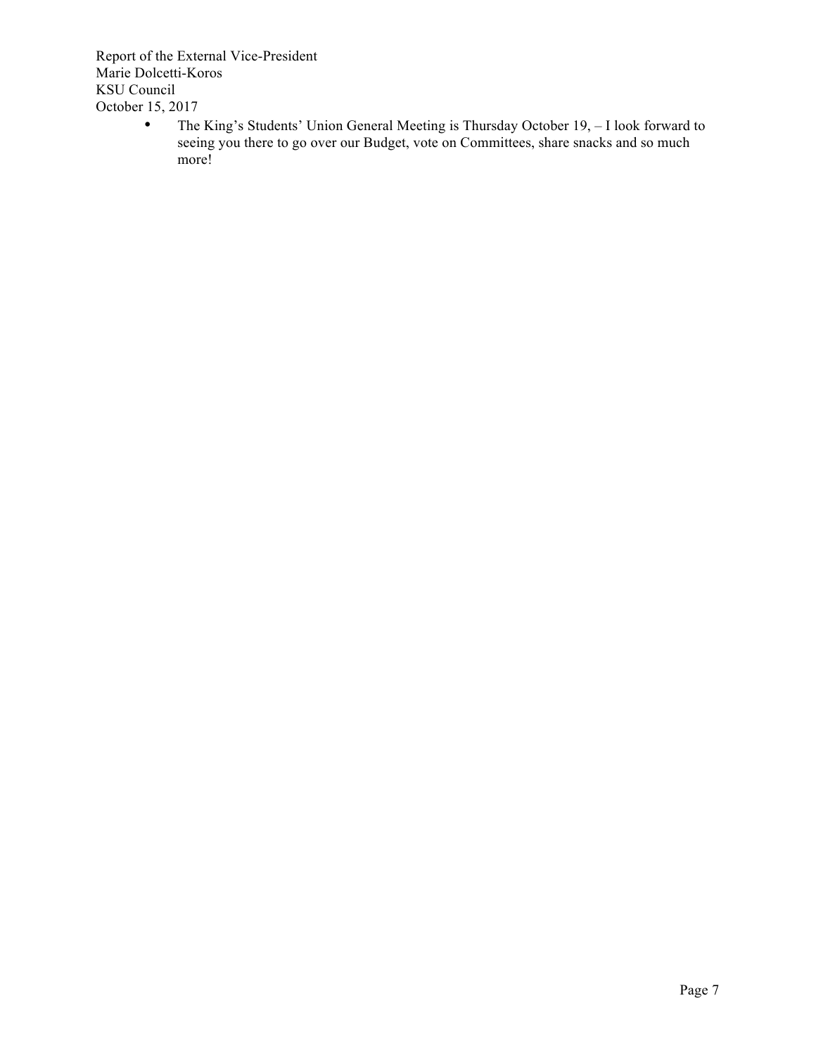Report of the External Vice-President
Marie Dolcetti-Koros
KSU Council
October 15, 2017

- The King's Students' Union General Meeting is Thursday October 19, – I look forward to seeing you there to go over our Budget, vote on Committees, share snacks and so much more!